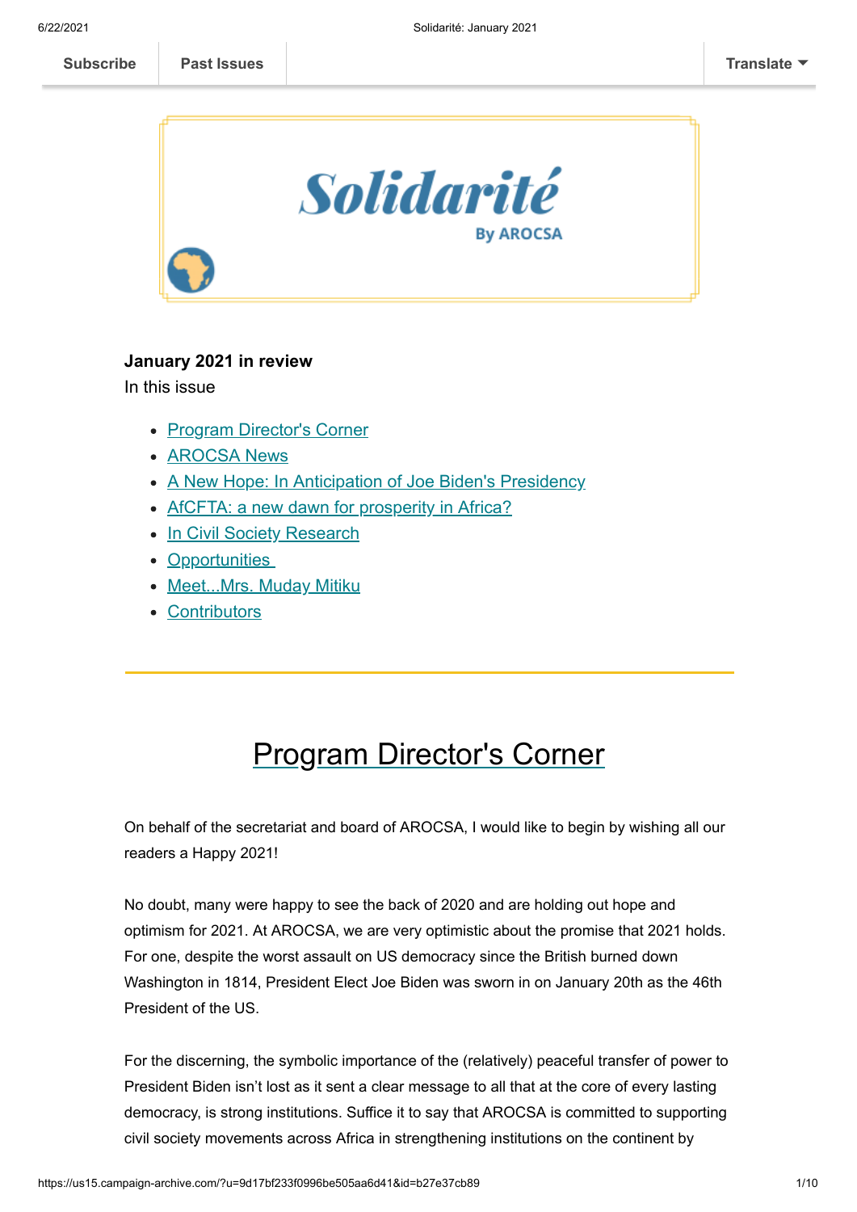Subscribe | Past Issues | Translate

# Solidarité

By AROCSA

**January 2021 in review**

In this issue

- Program Director's Corner
- AROCSA News
- A New Hope: In Anticipation of Joe Biden's Presidency
- AfCFTA: a new dawn for prosperity in Africa?
- In Civil Society Research
- Opportunities
- Meet...Mrs. Muday Mitiku
- Contributors

---

## Program Director's Corner

On behalf of the secretariat and board of AROCSA, I would like to begin by wishing all our readers a Happy 2021!

No doubt, many were happy to see the back of 2020 and are holding out hope and optimism for 2021. At AROCSA, we are very optimistic about the promise that 2021 holds. For one, despite the worst assault on US democracy since the British burned down Washington in 1814, President Elect Joe Biden was sworn in on January 20th as the 46th President of the US.

For the discerning, the symbolic importance of the (relatively) peaceful transfer of power to President Biden isn't lost as it sent a clear message to all that at the core of every lasting democracy, is strong institutions. Suffice it to say that AROCSA is committed to supporting civil society movements across Africa in strengthening institutions on the continent by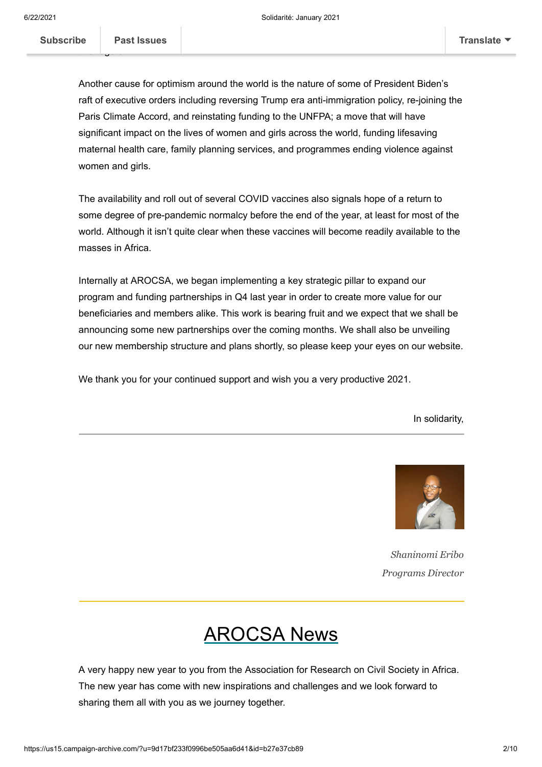Another cause for optimism around the world is the nature of some of President Biden's raft of executive orders including reversing Trump era anti-immigration policy, re-joining the Paris Climate Accord, and reinstating funding to the UNFPA; a move that will have significant impact on the lives of women and girls across the world, funding lifesaving maternal health care, family planning services, and programmes ending violence against women and girls.

The availability and roll out of several COVID vaccines also signals hope of a return to some degree of pre-pandemic normalcy before the end of the year, at least for most of the world. Although it isn't quite clear when these vaccines will become readily available to the masses in Africa.

Internally at AROCSA, we began implementing a key strategic pillar to expand our program and funding partnerships in Q4 last year in order to create more value for our beneficiaries and members alike. This work is bearing fruit and we expect that we shall be announcing some new partnerships over the coming months. We shall also be unveiling our new membership structure and plans shortly, so please keep your eyes on our website.

We thank you for your continued support and wish you a very productive 2021.

In solidarity,

---

*Shaninomi Eribo*
*Programs Director*

---

# AROCSA News

A very happy new year to you from the Association for Research on Civil Society in Africa. The new year has come with new inspirations and challenges and we look forward to sharing them all with you as we journey together.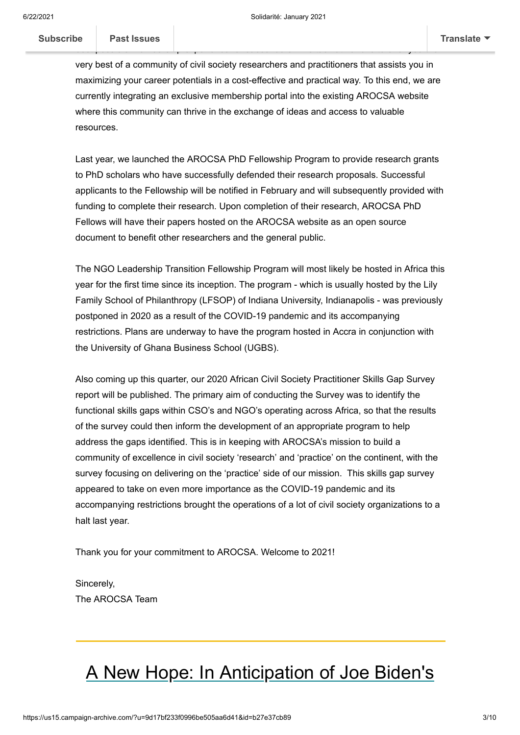very best of a community of civil society researchers and practitioners that assists you in maximizing your career potentials in a cost-effective and practical way. To this end, we are currently integrating an exclusive membership portal into the existing AROCSA website where this community can thrive in the exchange of ideas and access to valuable resources.

Last year, we launched the AROCSA PhD Fellowship Program to provide research grants to PhD scholars who have successfully defended their research proposals. Successful applicants to the Fellowship will be notified in February and will subsequently provided with funding to complete their research. Upon completion of their research, AROCSA PhD Fellows will have their papers hosted on the AROCSA website as an open source document to benefit other researchers and the general public.

The NGO Leadership Transition Fellowship Program will most likely be hosted in Africa this year for the first time since its inception. The program - which is usually hosted by the Lily Family School of Philanthropy (LFSOP) of Indiana University, Indianapolis - was previously postponed in 2020 as a result of the COVID-19 pandemic and its accompanying restrictions. Plans are underway to have the program hosted in Accra in conjunction with the University of Ghana Business School (UGBS).

Also coming up this quarter, our 2020 African Civil Society Practitioner Skills Gap Survey report will be published. The primary aim of conducting the Survey was to identify the functional skills gaps within CSO's and NGO's operating across Africa, so that the results of the survey could then inform the development of an appropriate program to help address the gaps identified. This is in keeping with AROCSA's mission to build a community of excellence in civil society 'research' and 'practice' on the continent, with the survey focusing on delivering on the 'practice' side of our mission. This skills gap survey appeared to take on even more importance as the COVID-19 pandemic and its accompanying restrictions brought the operations of a lot of civil society organizations to a halt last year.

Thank you for your commitment to AROCSA. Welcome to 2021!

Sincerely,
The AROCSA Team

---

# A New Hope: In Anticipation of Joe Biden's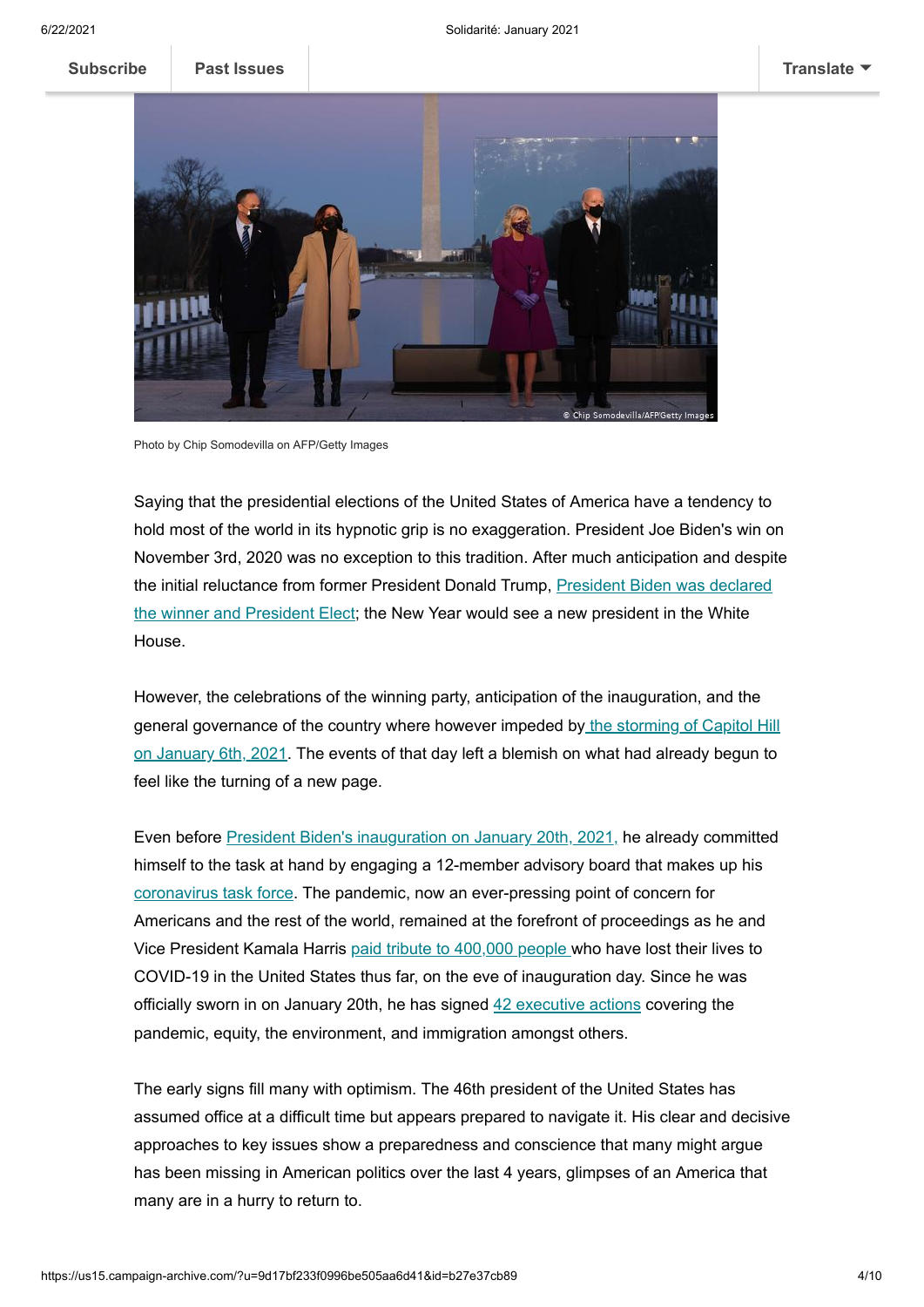Photo by Chip Somodevilla on AFP/Getty Images

Saying that the presidential elections of the United States of America have a tendency to hold most of the world in its hypnotic grip is no exaggeration. President Joe Biden's win on November 3rd, 2020 was no exception to this tradition. After much anticipation and despite the initial reluctance from former President Donald Trump, President Biden was declared the winner and President Elect; the New Year would see a new president in the White House.

However, the celebrations of the winning party, anticipation of the inauguration, and the general governance of the country where however impeded by the storming of Capitol Hill on January 6th, 2021. The events of that day left a blemish on what had already begun to feel like the turning of a new page.

Even before President Biden's inauguration on January 20th, 2021, he already committed himself to the task at hand by engaging a 12-member advisory board that makes up his coronavirus task force. The pandemic, now an ever-pressing point of concern for Americans and the rest of the world, remained at the forefront of proceedings as he and Vice President Kamala Harris paid tribute to 400,000 people who have lost their lives to COVID-19 in the United States thus far, on the eve of inauguration day. Since he was officially sworn in on January 20th, he has signed 42 executive actions covering the pandemic, equity, the environment, and immigration amongst others.

The early signs fill many with optimism. The 46th president of the United States has assumed office at a difficult time but appears prepared to navigate it. His clear and decisive approaches to key issues show a preparedness and conscience that many might argue has been missing in American politics over the last 4 years, glimpses of an America that many are in a hurry to return to.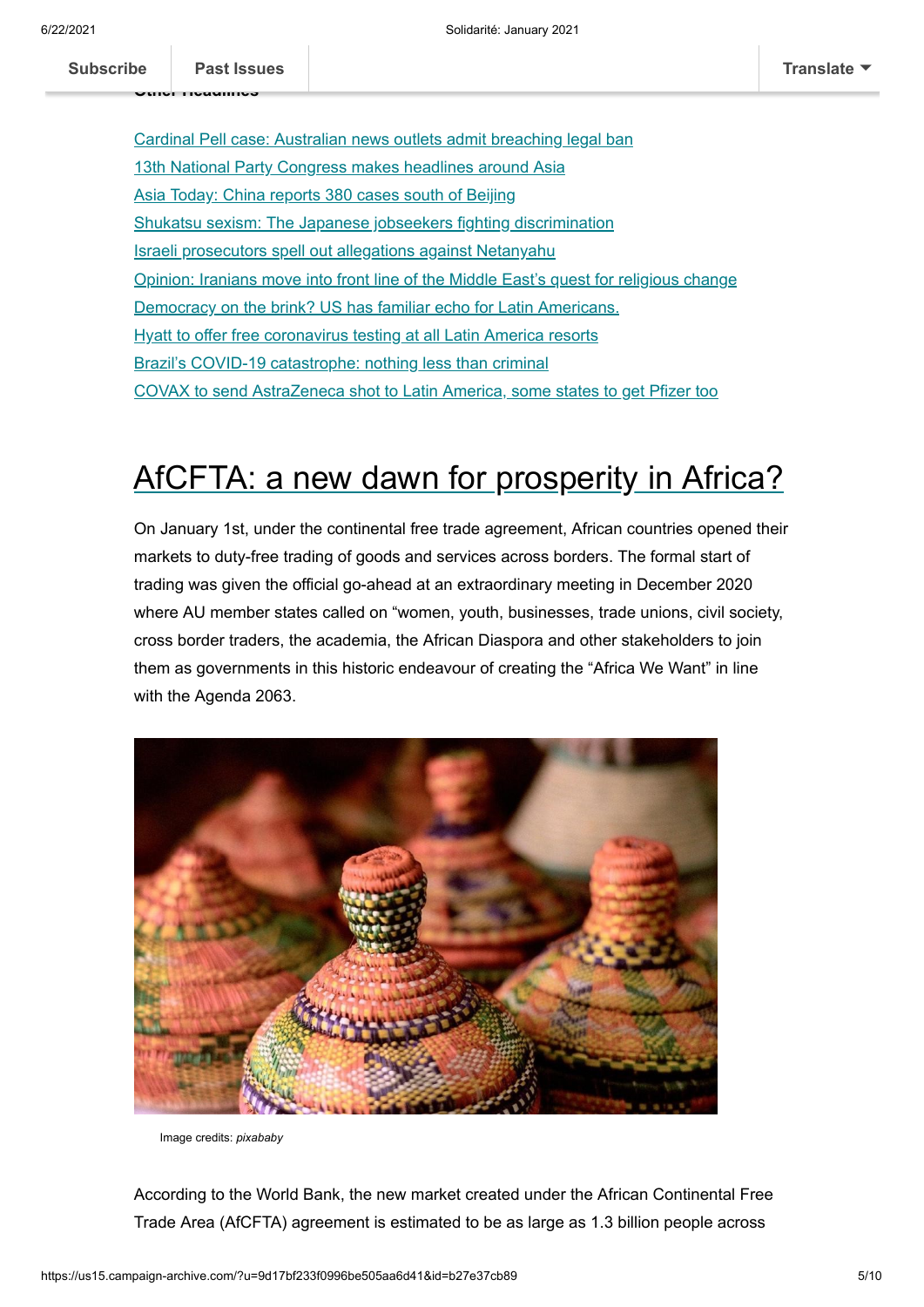Other Headlines

- Cardinal Pell case: Australian news outlets admit breaching legal ban
- 13th National Party Congress makes headlines around Asia
- Asia Today: China reports 380 cases south of Beijing
- Shukatsu sexism: The Japanese jobseekers fighting discrimination
- Israeli prosecutors spell out allegations against Netanyahu
- Opinion: Iranians move into front line of the Middle East's quest for religious change
- Democracy on the brink? US has familiar echo for Latin Americans.
- Hyatt to offer free coronavirus testing at all Latin America resorts
- Brazil's COVID-19 catastrophe: nothing less than criminal
- COVAX to send AstraZeneca shot to Latin America, some states to get Pfizer too

# AfCFTA: a new dawn for prosperity in Africa?

On January 1st, under the continental free trade agreement, African countries opened their markets to duty-free trading of goods and services across borders. The formal start of trading was given the official go-ahead at an extraordinary meeting in December 2020 where AU member states called on "women, youth, businesses, trade unions, civil society, cross border traders, the academia, the African Diaspora and other stakeholders to join them as governments in this historic endeavour of creating the "Africa We Want" in line with the Agenda 2063.

Image credits: *pixababy*

According to the World Bank, the new market created under the African Continental Free Trade Area (AfCFTA) agreement is estimated to be as large as 1.3 billion people across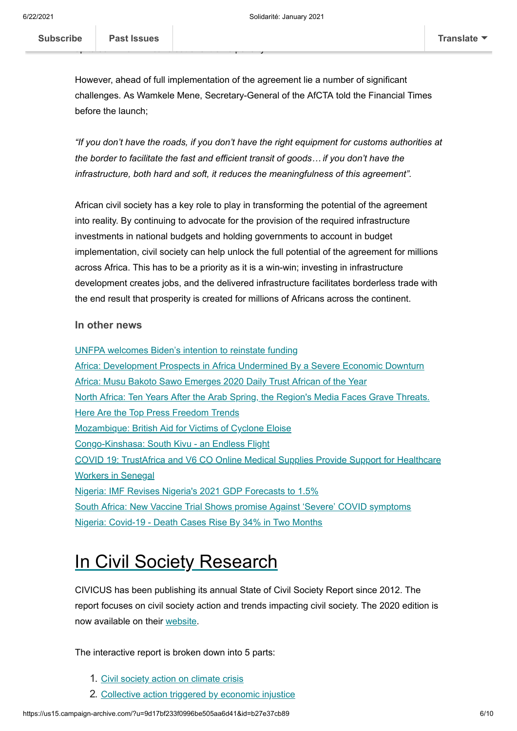However, ahead of full implementation of the agreement lie a number of significant challenges. As Wamkele Mene, Secretary-General of the AfCTA told the Financial Times before the launch;

*"If you don't have the roads, if you don't have the right equipment for customs authorities at the border to facilitate the fast and efficient transit of goods… if you don't have the infrastructure, both hard and soft, it reduces the meaningfulness of this agreement".*

African civil society has a key role to play in transforming the potential of the agreement into reality. By continuing to advocate for the provision of the required infrastructure investments in national budgets and holding governments to account in budget implementation, civil society can help unlock the full potential of the agreement for millions across Africa. This has to be a priority as it is a win-win; investing in infrastructure development creates jobs, and the delivered infrastructure facilitates borderless trade with the end result that prosperity is created for millions of Africans across the continent.

### In other news

UNFPA welcomes Biden's intention to reinstate funding
Africa: Development Prospects in Africa Undermined By a Severe Economic Downturn
Africa: Musu Bakoto Sawo Emerges 2020 Daily Trust African of the Year
North Africa: Ten Years After the Arab Spring, the Region's Media Faces Grave Threats. Here Are the Top Press Freedom Trends
Mozambique: British Aid for Victims of Cyclone Eloise
Congo-Kinshasa: South Kivu - an Endless Flight
COVID 19: TrustAfrica and V6 CO Online Medical Supplies Provide Support for Healthcare Workers in Senegal
Nigeria: IMF Revises Nigeria's 2021 GDP Forecasts to 1.5%
South Africa: New Vaccine Trial Shows promise Against 'Severe' COVID symptoms
Nigeria: Covid-19 - Death Cases Rise By 34% in Two Months

# In Civil Society Research

CIVICUS has been publishing its annual State of Civil Society Report since 2012. The report focuses on civil society action and trends impacting civil society. The 2020 edition is now available on their website.

The interactive report is broken down into 5 parts:

1. Civil society action on climate crisis
2. Collective action triggered by economic injustice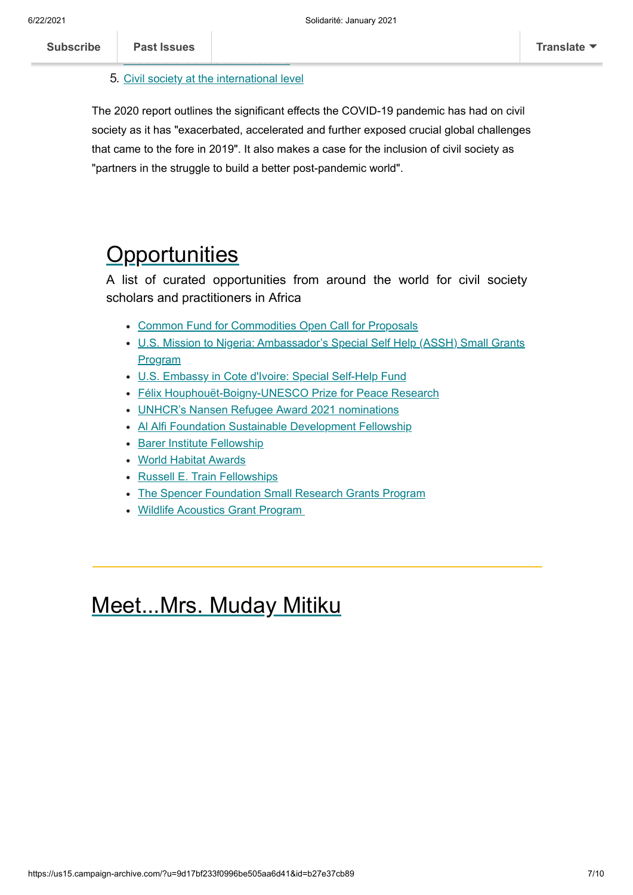5. Civil society at the international level

The 2020 report outlines the significant effects the COVID-19 pandemic has had on civil society as it has "exacerbated, accelerated and further exposed crucial global challenges that came to the fore in 2019". It also makes a case for the inclusion of civil society as "partners in the struggle to build a better post-pandemic world".

## Opportunities

A list of curated opportunities from around the world for civil society scholars and practitioners in Africa

- Common Fund for Commodities Open Call for Proposals
- U.S. Mission to Nigeria: Ambassador's Special Self Help (ASSH) Small Grants Program
- U.S. Embassy in Cote d'Ivoire: Special Self-Help Fund
- Félix Houphouët-Boigny-UNESCO Prize for Peace Research
- UNHCR's Nansen Refugee Award 2021 nominations
- Al Alfi Foundation Sustainable Development Fellowship
- Barer Institute Fellowship
- World Habitat Awards
- Russell E. Train Fellowships
- The Spencer Foundation Small Research Grants Program
- Wildlife Acoustics Grant Program

---

## Meet...Mrs. Muday Mitiku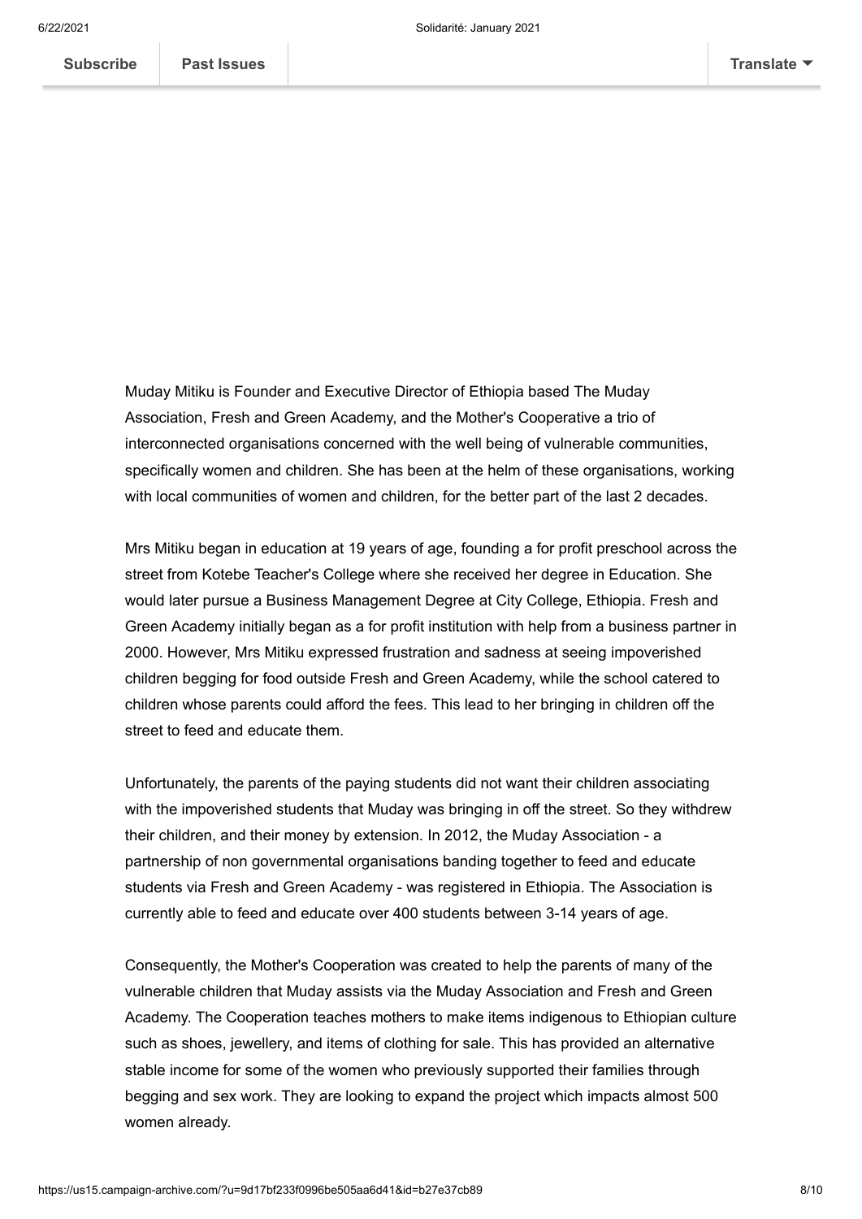Muday Mitiku is Founder and Executive Director of Ethiopia based The Muday Association, Fresh and Green Academy, and the Mother's Cooperative a trio of interconnected organisations concerned with the well being of vulnerable communities, specifically women and children. She has been at the helm of these organisations, working with local communities of women and children, for the better part of the last 2 decades.

Mrs Mitiku began in education at 19 years of age, founding a for profit preschool across the street from Kotebe Teacher's College where she received her degree in Education. She would later pursue a Business Management Degree at City College, Ethiopia. Fresh and Green Academy initially began as a for profit institution with help from a business partner in 2000. However, Mrs Mitiku expressed frustration and sadness at seeing impoverished children begging for food outside Fresh and Green Academy, while the school catered to children whose parents could afford the fees. This lead to her bringing in children off the street to feed and educate them.

Unfortunately, the parents of the paying students did not want their children associating with the impoverished students that Muday was bringing in off the street. So they withdrew their children, and their money by extension. In 2012, the Muday Association - a partnership of non governmental organisations banding together to feed and educate students via Fresh and Green Academy - was registered in Ethiopia. The Association is currently able to feed and educate over 400 students between 3-14 years of age.

Consequently, the Mother's Cooperation was created to help the parents of many of the vulnerable children that Muday assists via the Muday Association and Fresh and Green Academy. The Cooperation teaches mothers to make items indigenous to Ethiopian culture such as shoes, jewellery, and items of clothing for sale. This has provided an alternative stable income for some of the women who previously supported their families through begging and sex work. They are looking to expand the project which impacts almost 500 women already.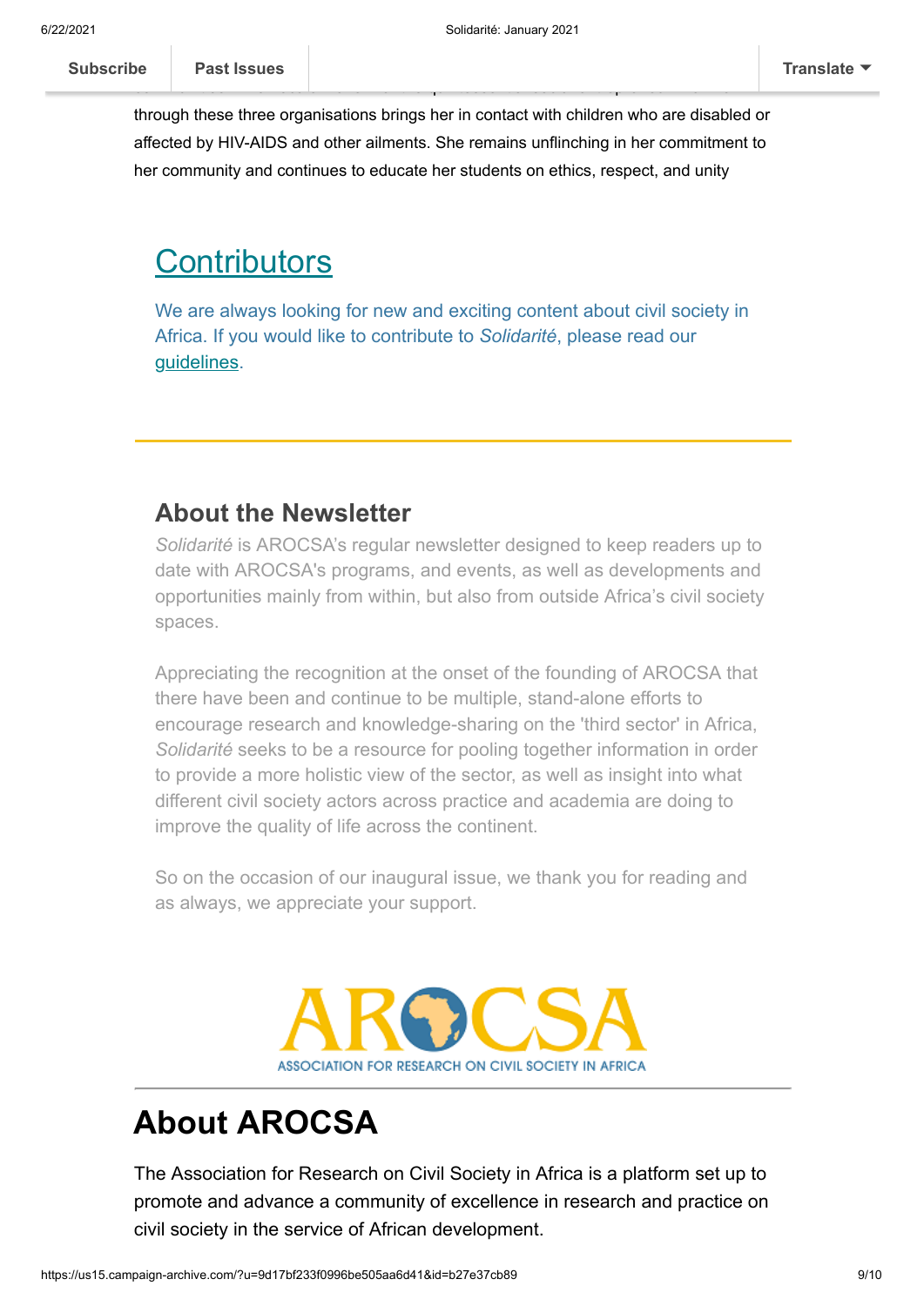through these three organisations brings her in contact with children who are disabled or affected by HIV-AIDS and other ailments. She remains unflinching in her commitment to her community and continues to educate her students on ethics, respect, and unity

## Contributors

We are always looking for new and exciting content about civil society in Africa. If you would like to contribute to *Solidarité*, please read our guidelines.

---

### About the Newsletter

*Solidarité* is AROCSA's regular newsletter designed to keep readers up to date with AROCSA's programs, and events, as well as developments and opportunities mainly from within, but also from outside Africa's civil society spaces.

Appreciating the recognition at the onset of the founding of AROCSA that there have been and continue to be multiple, stand-alone efforts to encourage research and knowledge-sharing on the 'third sector' in Africa, *Solidarité* seeks to be a resource for pooling together information in order to provide a more holistic view of the sector, as well as insight into what different civil society actors across practice and academia are doing to improve the quality of life across the continent.

So on the occasion of our inaugural issue, we thank you for reading and as always, we appreciate your support.

AROCSA

ASSOCIATION FOR RESEARCH ON CIVIL SOCIETY IN AFRICA

---

# About AROCSA

The Association for Research on Civil Society in Africa is a platform set up to promote and advance a community of excellence in research and practice on civil society in the service of African development.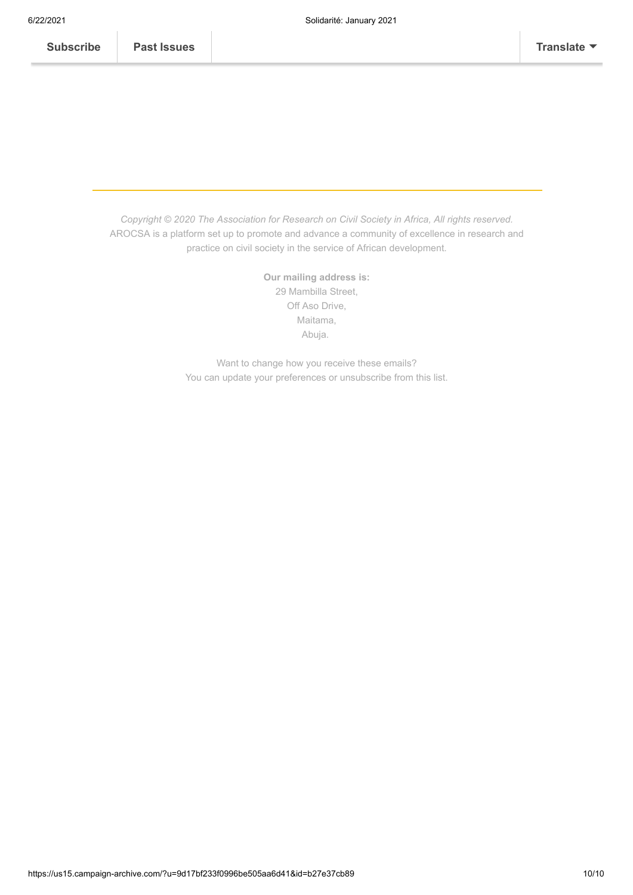Subscribe | Past Issues | Translate

---

*Copyright © 2020 The Association for Research on Civil Society in Africa, All rights reserved.*
AROCSA is a platform set up to promote and advance a community of excellence in research and practice on civil society in the service of African development.

**Our mailing address is:**
29 Mambilla Street,
Off Aso Drive,
Maitama,
Abuja.

Want to change how you receive these emails?
You can update your preferences or unsubscribe from this list.